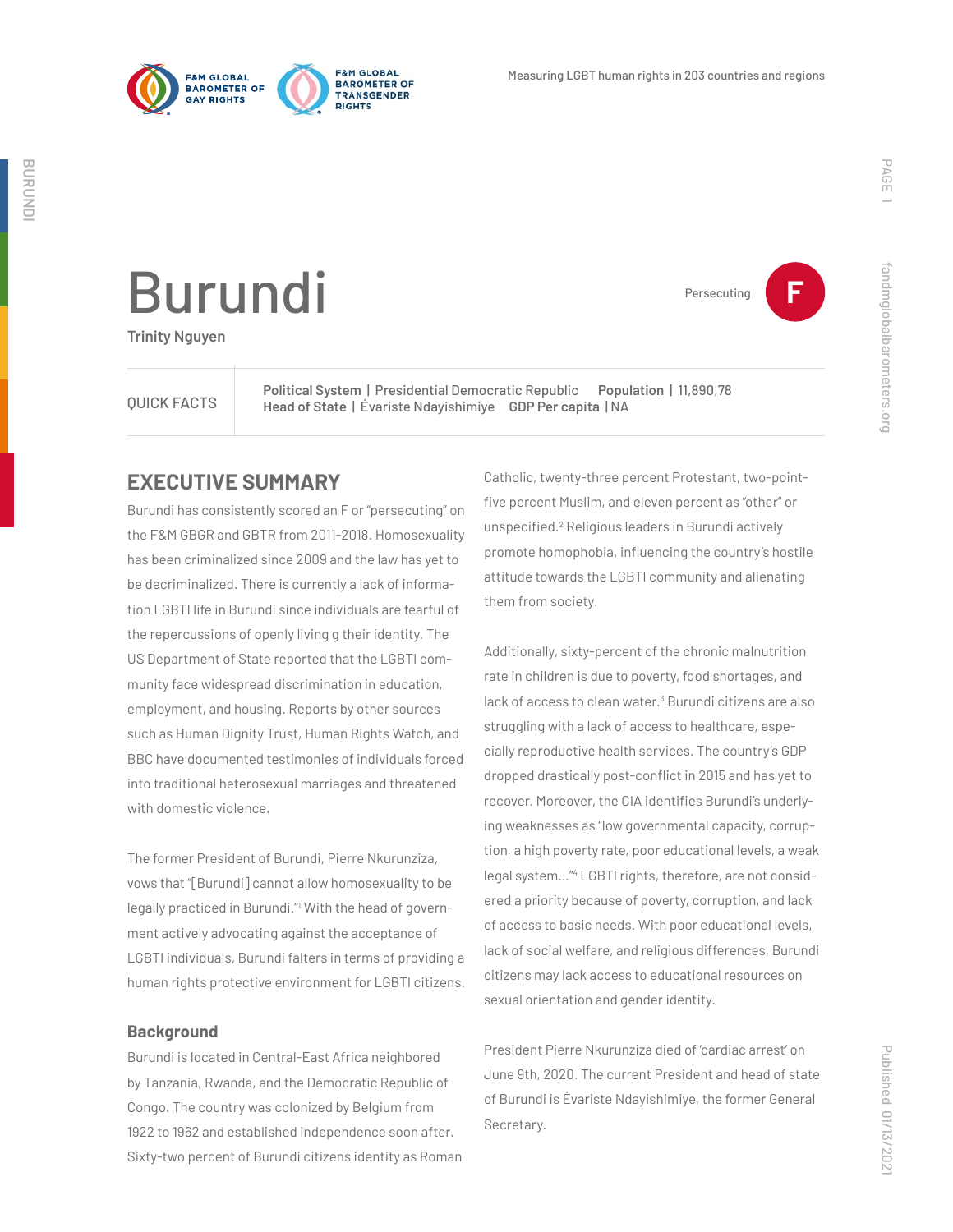# Burundi

**Trinity Nguyen**

Persecuting **F**

| QUICK FACTS | |
|---|---|
| **Political System** \| Presidential Democratic Republic | **Population** \| 11,890,78 |
| **Head of State** \| Évariste Ndayishimiye | **GDP Per capita** \| NA |

## EXECUTIVE SUMMARY

Burundi has consistently scored an F or "persecuting" on the F&M GBGR and GBTR from 2011-2018. Homosexuality has been criminalized since 2009 and the law has yet to be decriminalized. There is currently a lack of information LGBTI life in Burundi since individuals are fearful of the repercussions of openly living g their identity. The US Department of State reported that the LGBTI community face widespread discrimination in education, employment, and housing. Reports by other sources such as Human Dignity Trust, Human Rights Watch, and BBC have documented testimonies of individuals forced into traditional heterosexual marriages and threatened with domestic violence.

The former President of Burundi, Pierre Nkurunziza, vows that "[Burundi] cannot allow homosexuality to be legally practiced in Burundi."[1] With the head of government actively advocating against the acceptance of LGBTI individuals, Burundi falters in terms of providing a human rights protective environment for LGBTI citizens.

### Background

Burundi is located in Central-East Africa neighbored by Tanzania, Rwanda, and the Democratic Republic of Congo. The country was colonized by Belgium from 1922 to 1962 and established independence soon after. Sixty-two percent of Burundi citizens identity as Roman Catholic, twenty-three percent Protestant, two-point-five percent Muslim, and eleven percent as "other" or unspecified.[2] Religious leaders in Burundi actively promote homophobia, influencing the country's hostile attitude towards the LGBTI community and alienating them from society.

Additionally, sixty-percent of the chronic malnutrition rate in children is due to poverty, food shortages, and lack of access to clean water.[3] Burundi citizens are also struggling with a lack of access to healthcare, especially reproductive health services. The country's GDP dropped drastically post-conflict in 2015 and has yet to recover. Moreover, the CIA identifies Burundi's underlying weaknesses as "low governmental capacity, corruption, a high poverty rate, poor educational levels, a weak legal system..."[4] LGBTI rights, therefore, are not considered a priority because of poverty, corruption, and lack of access to basic needs. With poor educational levels, lack of social welfare, and religious differences, Burundi citizens may lack access to educational resources on sexual orientation and gender identity.

President Pierre Nkurunziza died of 'cardiac arrest' on June 9th, 2020. The current President and head of state of Burundi is Évariste Ndayishimiye, the former General Secretary.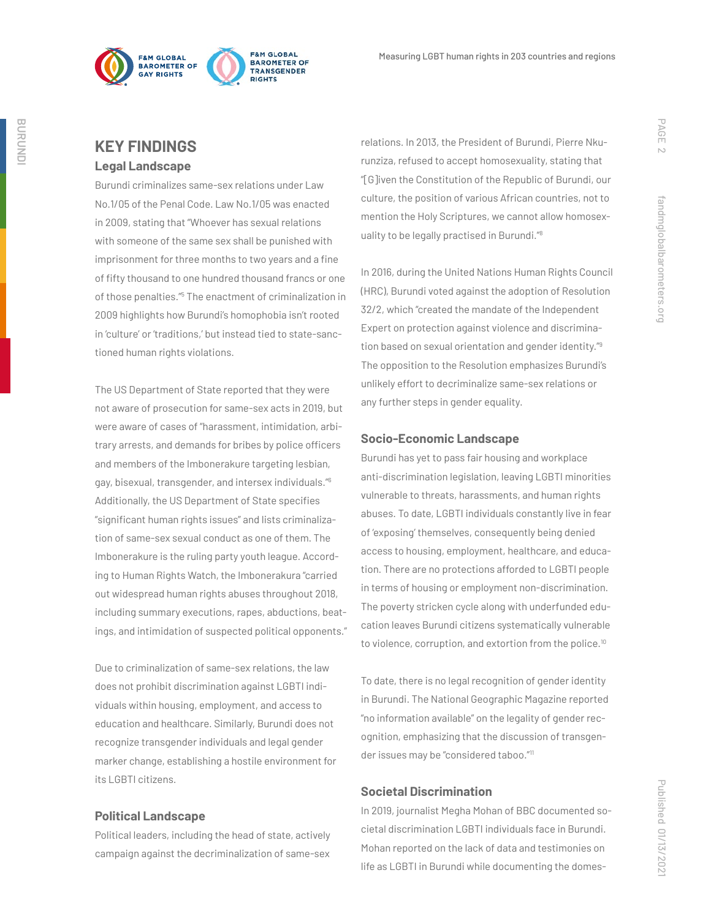## KEY FINDINGS

### Legal Landscape

Burundi criminalizes same-sex relations under Law No.1/05 of the Penal Code. Law No.1/05 was enacted in 2009, stating that "Whoever has sexual relations with someone of the same sex shall be punished with imprisonment for three months to two years and a fine of fifty thousand to one hundred thousand francs or one of those penalties."[5] The enactment of criminalization in 2009 highlights how Burundi's homophobia isn't rooted in 'culture' or 'traditions,' but instead tied to state-sanctioned human rights violations.

The US Department of State reported that they were not aware of prosecution for same-sex acts in 2019, but were aware of cases of "harassment, intimidation, arbitrary arrests, and demands for bribes by police officers and members of the Imbonerakure targeting lesbian, gay, bisexual, transgender, and intersex individuals."[6] Additionally, the US Department of State specifies "significant human rights issues" and lists criminalization of same-sex sexual conduct as one of them. The Imbonerakure is the ruling party youth league. According to Human Rights Watch, the Imbonerakura "carried out widespread human rights abuses throughout 2018, including summary executions, rapes, abductions, beatings, and intimidation of suspected political opponents."

Due to criminalization of same-sex relations, the law does not prohibit discrimination against LGBTI individuals within housing, employment, and access to education and healthcare. Similarly, Burundi does not recognize transgender individuals and legal gender marker change, establishing a hostile environment for its LGBTI citizens.

### Political Landscape

Political leaders, including the head of state, actively campaign against the decriminalization of same-sex relations. In 2013, the President of Burundi, Pierre Nkurunziza, refused to accept homosexuality, stating that "[G]iven the Constitution of the Republic of Burundi, our culture, the position of various African countries, not to mention the Holy Scriptures, we cannot allow homosexuality to be legally practised in Burundi."[8]

In 2016, during the United Nations Human Rights Council (HRC), Burundi voted against the adoption of Resolution 32/2, which "created the mandate of the Independent Expert on protection against violence and discrimination based on sexual orientation and gender identity."[9] The opposition to the Resolution emphasizes Burundi's unlikely effort to decriminalize same-sex relations or any further steps in gender equality.

### Socio-Economic Landscape

Burundi has yet to pass fair housing and workplace anti-discrimination legislation, leaving LGBTI minorities vulnerable to threats, harassments, and human rights abuses. To date, LGBTI individuals constantly live in fear of 'exposing' themselves, consequently being denied access to housing, employment, healthcare, and education. There are no protections afforded to LGBTI people in terms of housing or employment non-discrimination. The poverty stricken cycle along with underfunded education leaves Burundi citizens systematically vulnerable to violence, corruption, and extortion from the police.[10]

To date, there is no legal recognition of gender identity in Burundi. The National Geographic Magazine reported "no information available" on the legality of gender recognition, emphasizing that the discussion of transgender issues may be "considered taboo."[11]

### Societal Discrimination

In 2019, journalist Megha Mohan of BBC documented societal discrimination LGBTI individuals face in Burundi. Mohan reported on the lack of data and testimonies on life as LGBTI in Burundi while documenting the domes-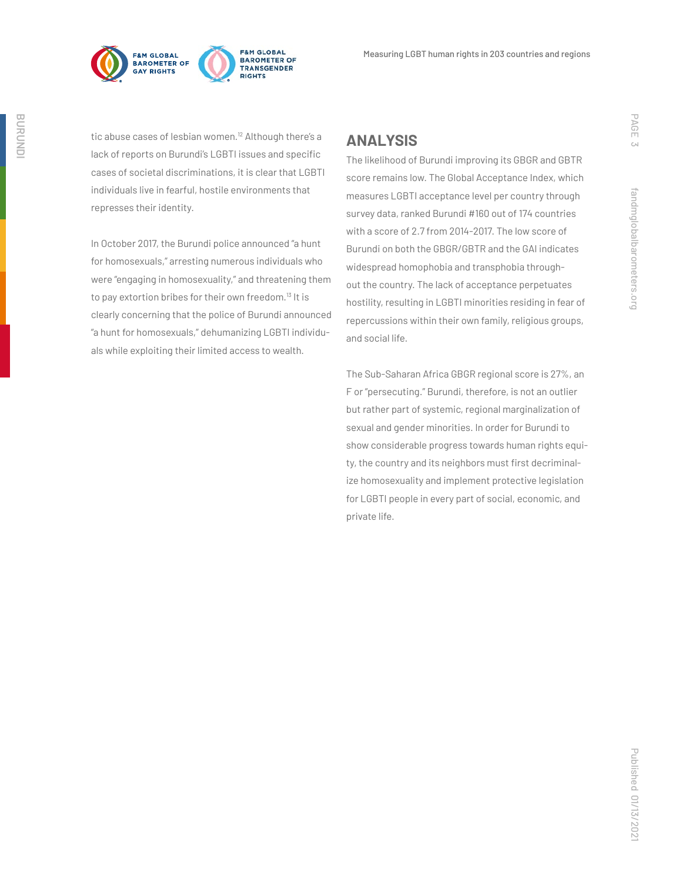tic abuse cases of lesbian women.[12] Although there's a lack of reports on Burundi's LGBTI issues and specific cases of societal discriminations, it is clear that LGBTI individuals live in fearful, hostile environments that represses their identity.

In October 2017, the Burundi police announced "a hunt for homosexuals," arresting numerous individuals who were "engaging in homosexuality," and threatening them to pay extortion bribes for their own freedom.[13] It is clearly concerning that the police of Burundi announced "a hunt for homosexuals," dehumanizing LGBTI individuals while exploiting their limited access to wealth.

## ANALYSIS

The likelihood of Burundi improving its GBGR and GBTR score remains low. The Global Acceptance Index, which measures LGBTI acceptance level per country through survey data, ranked Burundi #160 out of 174 countries with a score of 2.7 from 2014-2017. The low score of Burundi on both the GBGR/GBTR and the GAI indicates widespread homophobia and transphobia throughout the country. The lack of acceptance perpetuates hostility, resulting in LGBTI minorities residing in fear of repercussions within their own family, religious groups, and social life.

The Sub-Saharan Africa GBGR regional score is 27%, an F or "persecuting." Burundi, therefore, is not an outlier but rather part of systemic, regional marginalization of sexual and gender minorities. In order for Burundi to show considerable progress towards human rights equity, the country and its neighbors must first decriminalize homosexuality and implement protective legislation for LGBTI people in every part of social, economic, and private life.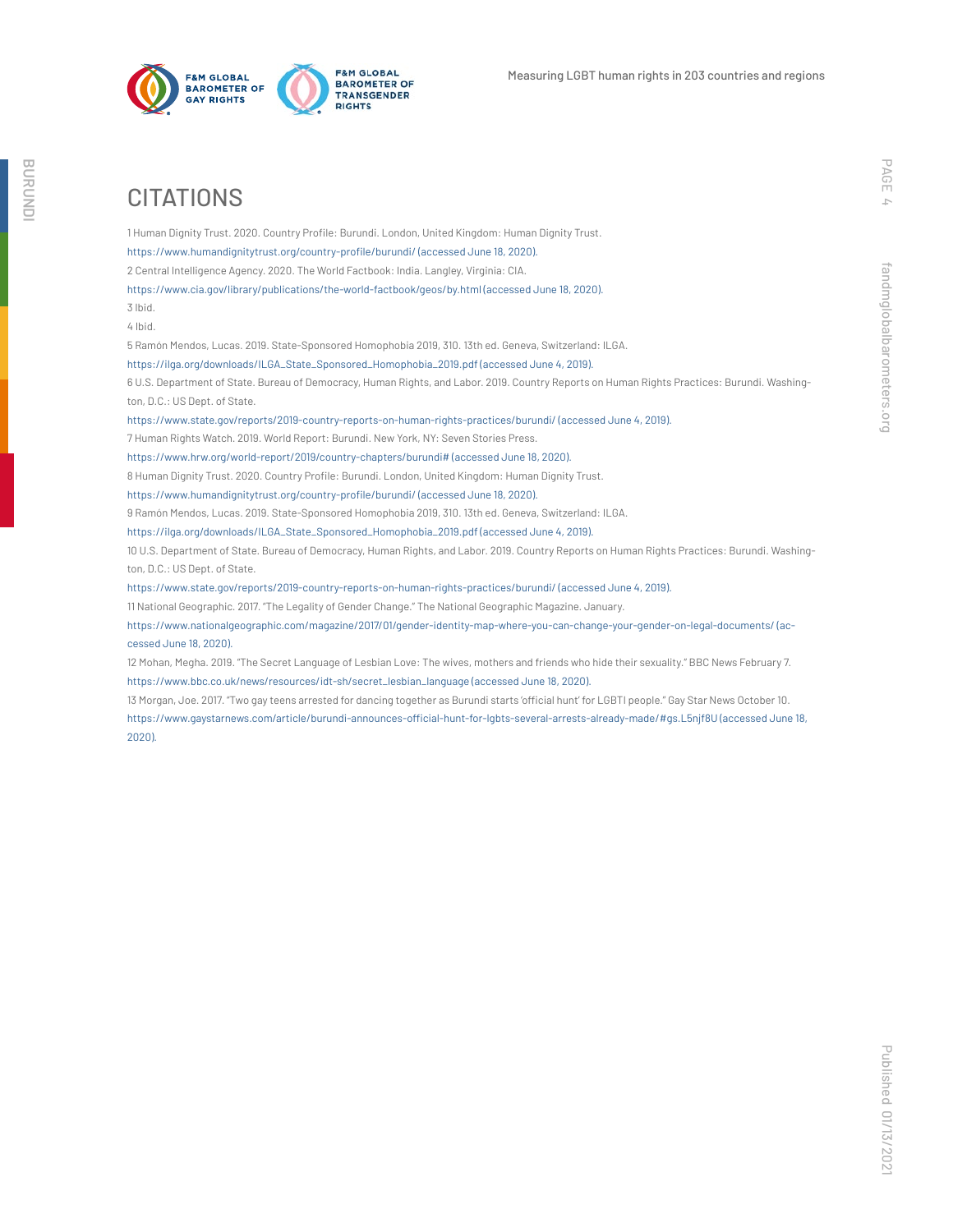# CITATIONS

1 Human Dignity Trust. 2020. Country Profile: Burundi. London, United Kingdom: Human Dignity Trust.
https://www.humandignitytrust.org/country-profile/burundi/ (accessed June 18, 2020).

2 Central Intelligence Agency. 2020. The World Factbook: India. Langley, Virginia: CIA.
https://www.cia.gov/library/publications/the-world-factbook/geos/by.html (accessed June 18, 2020).

3 Ibid.

4 Ibid.

5 Ramón Mendos, Lucas. 2019. State-Sponsored Homophobia 2019, 310. 13th ed. Geneva, Switzerland: ILGA.
https://ilga.org/downloads/ILGA_State_Sponsored_Homophobia_2019.pdf (accessed June 4, 2019).

6 U.S. Department of State. Bureau of Democracy, Human Rights, and Labor. 2019. Country Reports on Human Rights Practices: Burundi. Washington, D.C.: US Dept. of State.
https://www.state.gov/reports/2019-country-reports-on-human-rights-practices/burundi/ (accessed June 4, 2019).

7 Human Rights Watch. 2019. World Report: Burundi. New York, NY: Seven Stories Press.
https://www.hrw.org/world-report/2019/country-chapters/burundi# (accessed June 18, 2020).

8 Human Dignity Trust. 2020. Country Profile: Burundi. London, United Kingdom: Human Dignity Trust.
https://www.humandignitytrust.org/country-profile/burundi/ (accessed June 18, 2020).

9 Ramón Mendos, Lucas. 2019. State-Sponsored Homophobia 2019, 310. 13th ed. Geneva, Switzerland: ILGA.
https://ilga.org/downloads/ILGA_State_Sponsored_Homophobia_2019.pdf (accessed June 4, 2019).

10 U.S. Department of State. Bureau of Democracy, Human Rights, and Labor. 2019. Country Reports on Human Rights Practices: Burundi. Washington, D.C.: US Dept. of State.
https://www.state.gov/reports/2019-country-reports-on-human-rights-practices/burundi/ (accessed June 4, 2019).

11 National Geographic. 2017. "The Legality of Gender Change." The National Geographic Magazine. January.
https://www.nationalgeographic.com/magazine/2017/01/gender-identity-map-where-you-can-change-your-gender-on-legal-documents/ (accessed June 18, 2020).

12 Mohan, Megha. 2019. "The Secret Language of Lesbian Love: The wives, mothers and friends who hide their sexuality." BBC News February 7.
https://www.bbc.co.uk/news/resources/idt-sh/secret_lesbian_language (accessed June 18, 2020).

13 Morgan, Joe. 2017. "Two gay teens arrested for dancing together as Burundi starts 'official hunt' for LGBTI people." Gay Star News October 10.
https://www.gaystarnews.com/article/burundi-announces-official-hunt-for-lgbts-several-arrests-already-made/#gs.L5njf8U (accessed June 18, 2020).